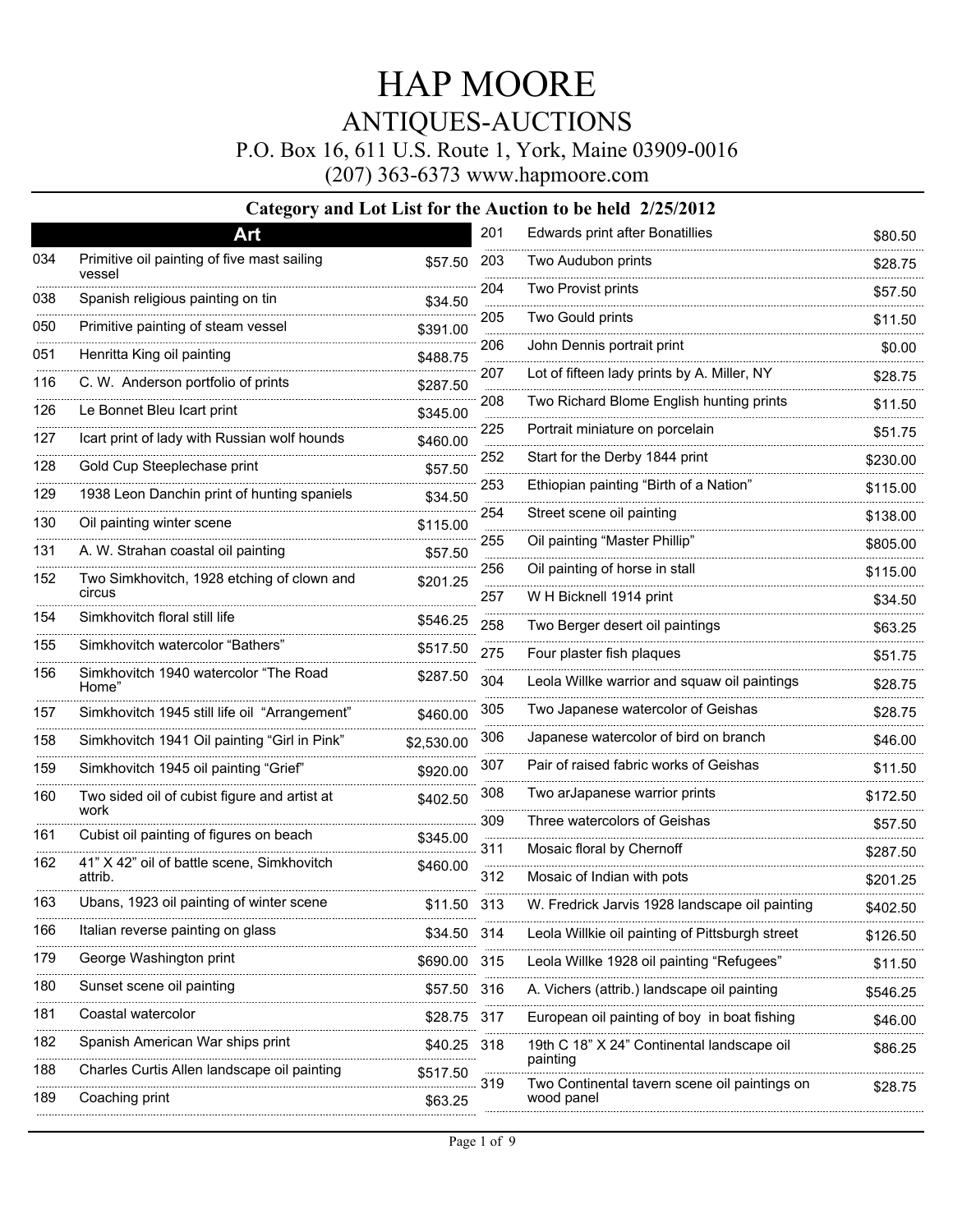# HAP MOORE

## ANTIQUES-AUCTIONS

P.O. Box 16, 611 U.S. Route 1, York, Maine 03909-0016

(207) 363-6373 www.hapmoore.com

### Category and Lot List for the Auction to be held 2/25/2012

**Art**

| Lot | Description | Price |
|---|---|---|
| 034 | Primitive oil painting of five mast sailing vessel | $57.50 |
| 038 | Spanish religious painting on tin | $34.50 |
| 050 | Primitive painting of steam vessel | $391.00 |
| 051 | Henritta King oil painting | $488.75 |
| 116 | C. W. Anderson portfolio of prints | $287.50 |
| 126 | Le Bonnet Bleu Icart print | $345.00 |
| 127 | Icart print of lady with Russian wolf hounds | $460.00 |
| 128 | Gold Cup Steeplechase print | $57.50 |
| 129 | 1938 Leon Danchin print of hunting spaniels | $34.50 |
| 130 | Oil painting winter scene | $115.00 |
| 131 | A. W. Strahan coastal oil painting | $57.50 |
| 152 | Two Simkhovitch, 1928 etching of clown and circus | $201.25 |
| 154 | Simkhovitch floral still life | $546.25 |
| 155 | Simkhovitch watercolor “Bathers” | $517.50 |
| 156 | Simkhovitch 1940 watercolor “The Road Home” | $287.50 |
| 157 | Simkhovitch 1945 still life oil “Arrangement” | $460.00 |
| 158 | Simkhovitch 1941 Oil painting “Girl in Pink” | $2,530.00 |
| 159 | Simkhovitch 1945 oil painting “Grief” | $920.00 |
| 160 | Two sided oil of cubist figure and artist at work | $402.50 |
| 161 | Cubist oil painting of figures on beach | $345.00 |
| 162 | 41” X 42” oil of battle scene, Simkhovitch attrib. | $460.00 |
| 163 | Ubans, 1923 oil painting of winter scene | $11.50 |
| 166 | Italian reverse painting on glass | $34.50 |
| 179 | George Washington print | $690.00 |
| 180 | Sunset scene oil painting | $57.50 |
| 181 | Coastal watercolor | $28.75 |
| 182 | Spanish American War ships print | $40.25 |
| 188 | Charles Curtis Allen landscape oil painting | $517.50 |
| 189 | Coaching print | $63.25 |
| 201 | Edwards print after Bonatillies | $80.50 |
| 203 | Two Audubon prints | $28.75 |
| 204 | Two Provist prints | $57.50 |
| 205 | Two Gould prints | $11.50 |
| 206 | John Dennis portrait print | $0.00 |
| 207 | Lot of fifteen lady prints by A. Miller, NY | $28.75 |
| 208 | Two Richard Blome English hunting prints | $11.50 |
| 225 | Portrait miniature on porcelain | $51.75 |
| 252 | Start for the Derby 1844 print | $230.00 |
| 253 | Ethiopian painting “Birth of a Nation” | $115.00 |
| 254 | Street scene oil painting | $138.00 |
| 255 | Oil painting “Master Phillip” | $805.00 |
| 256 | Oil painting of horse in stall | $115.00 |
| 257 | W H Bicknell 1914 print | $34.50 |
| 258 | Two Berger desert oil paintings | $63.25 |
| 275 | Four plaster fish plaques | $51.75 |
| 304 | Leola Willke warrior and squaw oil paintings | $28.75 |
| 305 | Two Japanese watercolor of Geishas | $28.75 |
| 306 | Japanese watercolor of bird on branch | $46.00 |
| 307 | Pair of raised fabric works of Geishas | $11.50 |
| 308 | Two arJapanese warrior prints | $172.50 |
| 309 | Three watercolors of Geishas | $57.50 |
| 311 | Mosaic floral by Chernoff | $287.50 |
| 312 | Mosaic of Indian with pots | $201.25 |
| 313 | W. Fredrick Jarvis 1928 landscape oil painting | $402.50 |
| 314 | Leola Willkie oil painting of Pittsburgh street | $126.50 |
| 315 | Leola Willke 1928 oil painting “Refugees” | $11.50 |
| 316 | A. Vichers (attrib.) landscape oil painting | $546.25 |
| 317 | European oil painting of boy in boat fishing | $46.00 |
| 318 | 19th C 18” X 24” Continental landscape oil painting | $86.25 |
| 319 | Two Continental tavern scene oil paintings on wood panel | $28.75 |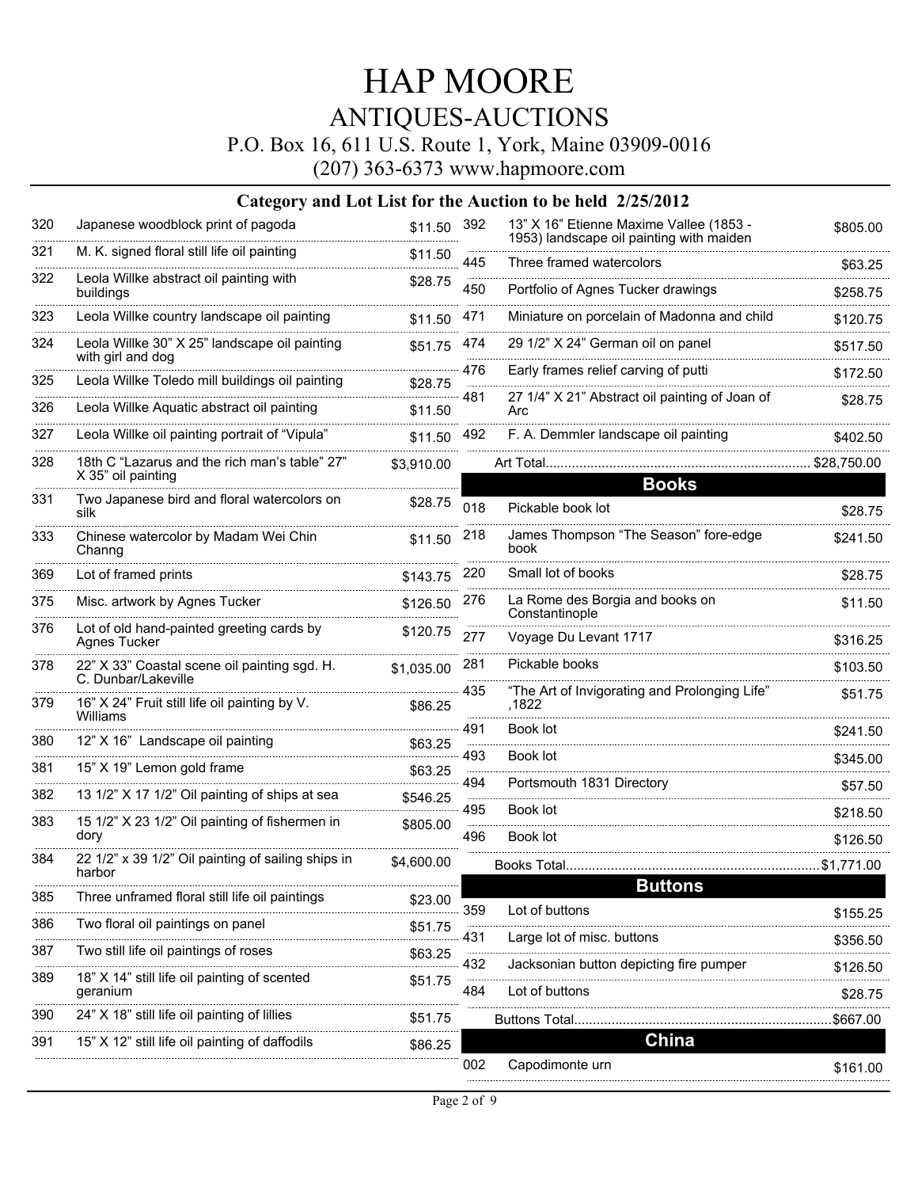# HAP MOORE

## ANTIQUES-AUCTIONS

P.O. Box 16, 611 U.S. Route 1, York, Maine 03909-0016

(207) 363-6373 www.hapmoore.com

### Category and Lot List for the Auction to be held 2/25/2012

| Lot | Description | Price |
|---|---|---|
| 320 | Japanese woodblock print of pagoda | $11.50 |
| 321 | M. K. signed floral still life oil painting | $11.50 |
| 322 | Leola Willke abstract oil painting with buildings | $28.75 |
| 323 | Leola Willke country landscape oil painting | $11.50 |
| 324 | Leola Willke 30" X 25" landscape oil painting with girl and dog | $51.75 |
| 325 | Leola Willke Toledo mill buildings oil painting | $28.75 |
| 326 | Leola Willke Aquatic abstract oil painting | $11.50 |
| 327 | Leola Willke oil painting portrait of "Vipula" | $11.50 |
| 328 | 18th C "Lazarus and the rich man's table" 27" X 35" oil painting | $3,910.00 |
| 331 | Two Japanese bird and floral watercolors on silk | $28.75 |
| 333 | Chinese watercolor by Madam Wei Chin Channg | $11.50 |
| 369 | Lot of framed prints | $143.75 |
| 375 | Misc. artwork by Agnes Tucker | $126.50 |
| 376 | Lot of old hand-painted greeting cards by Agnes Tucker | $120.75 |
| 378 | 22" X 33" Coastal scene oil painting sgd. H. C. Dunbar/Lakeville | $1,035.00 |
| 379 | 16" X 24" Fruit still life oil painting by V. Williams | $86.25 |
| 380 | 12" X 16" Landscape oil painting | $63.25 |
| 381 | 15" X 19" Lemon gold frame | $63.25 |
| 382 | 13 1/2" X 17 1/2" Oil painting of ships at sea | $546.25 |
| 383 | 15 1/2" X 23 1/2" Oil painting of fishermen in dory | $805.00 |
| 384 | 22 1/2" x 39 1/2" Oil painting of sailing ships in harbor | $4,600.00 |
| 385 | Three unframed floral still life oil paintings | $23.00 |
| 386 | Two floral oil paintings on panel | $51.75 |
| 387 | Two still life oil paintings of roses | $63.25 |
| 389 | 18" X 14" still life oil painting of scented geranium | $51.75 |
| 390 | 24" X 18" still life oil painting of lillies | $51.75 |
| 391 | 15" X 12" still life oil painting of daffodils | $86.25 |
| 392 | 13" X 16" Etienne Maxime Vallee (1853 - 1953) landscape oil painting with maiden | $805.00 |
| 445 | Three framed watercolors | $63.25 |
| 450 | Portfolio of Agnes Tucker drawings | $258.75 |
| 471 | Miniature on porcelain of Madonna and child | $120.75 |
| 474 | 29 1/2" X 24" German oil on panel | $517.50 |
| 476 | Early frames relief carving of putti | $172.50 |
| 481 | 27 1/4" X 21" Abstract oil painting of Joan of Arc | $28.75 |
| 492 | F. A. Demmler landscape oil painting | $402.50 |
| | Art Total | $28,750.00 |

## Books

| Lot | Description | Price |
|---|---|---|
| 018 | Pickable book lot | $28.75 |
| 218 | James Thompson "The Season" fore-edge book | $241.50 |
| 220 | Small lot of books | $28.75 |
| 276 | La Rome des Borgia and books on Constantinople | $11.50 |
| 277 | Voyage Du Levant 1717 | $316.25 |
| 281 | Pickable books | $103.50 |
| 435 | "The Art of Invigorating and Prolonging Life" ,1822 | $51.75 |
| 491 | Book lot | $241.50 |
| 493 | Book lot | $345.00 |
| 494 | Portsmouth 1831 Directory | $57.50 |
| 495 | Book lot | $218.50 |
| 496 | Book lot | $126.50 |
| | Books Total | $1,771.00 |

## Buttons

| Lot | Description | Price |
|---|---|---|
| 359 | Lot of buttons | $155.25 |
| 431 | Large lot of misc. buttons | $356.50 |
| 432 | Jacksonian button depicting fire pumper | $126.50 |
| 484 | Lot of buttons | $28.75 |
| | Buttons Total | $667.00 |

## China

| Lot | Description | Price |
|---|---|---|
| 002 | Capodimonte urn | $161.00 |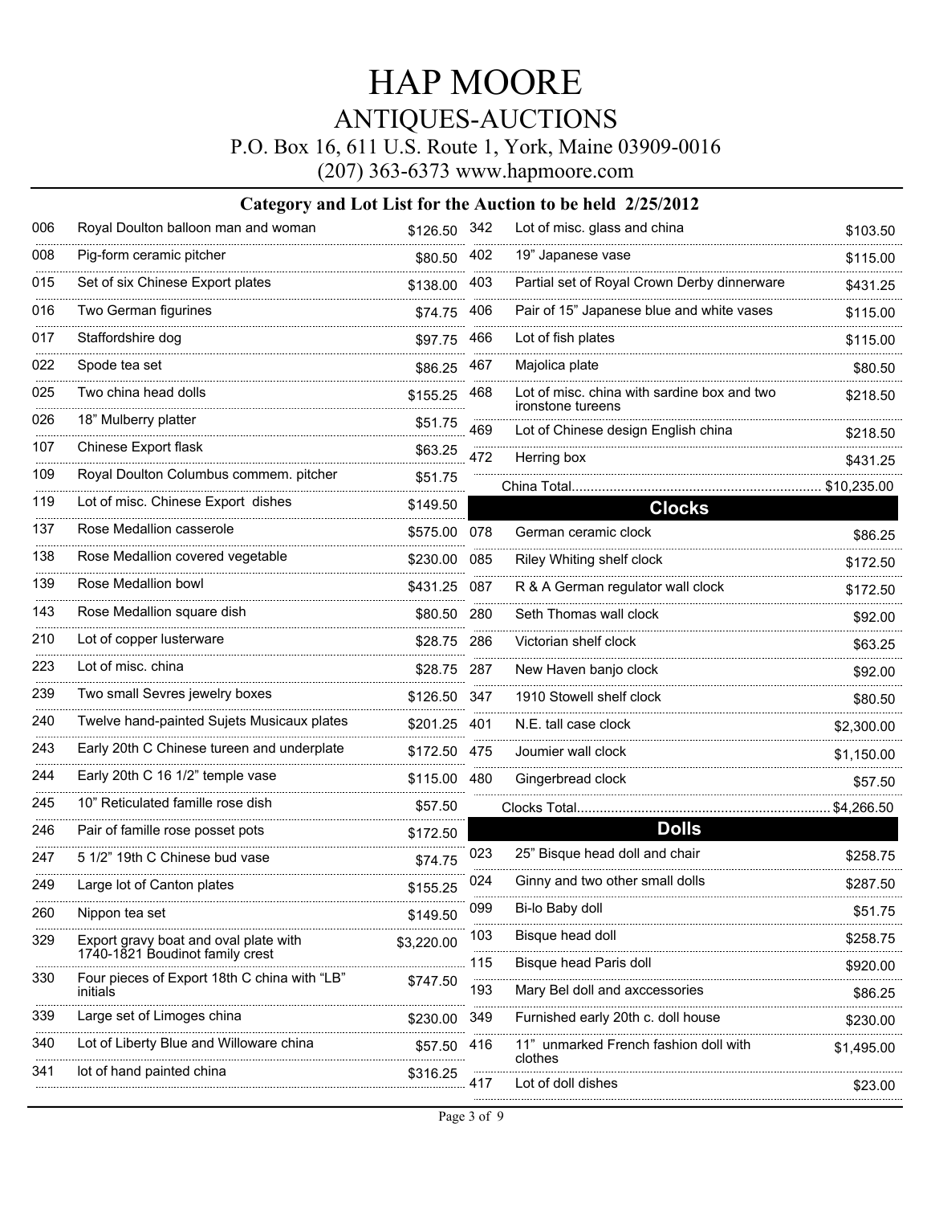# HAP MOORE

## ANTIQUES-AUCTIONS

P.O. Box 16, 611 U.S. Route 1, York, Maine 03909-0016

(207) 363-6373 www.hapmoore.com

### Category and Lot List for the Auction to be held 2/25/2012

| Lot | Description | Price |
|---|---|---|
| 006 | Royal Doulton balloon man and woman | $126.50 |
| 008 | Pig-form ceramic pitcher | $80.50 |
| 015 | Set of six Chinese Export plates | $138.00 |
| 016 | Two German figurines | $74.75 |
| 017 | Staffordshire dog | $97.75 |
| 022 | Spode tea set | $86.25 |
| 025 | Two china head dolls | $155.25 |
| 026 | 18" Mulberry platter | $51.75 |
| 107 | Chinese Export flask | $63.25 |
| 109 | Royal Doulton Columbus commem. pitcher | $51.75 |
| 119 | Lot of misc. Chinese Export dishes | $149.50 |
| 137 | Rose Medallion casserole | $575.00 |
| 138 | Rose Medallion covered vegetable | $230.00 |
| 139 | Rose Medallion bowl | $431.25 |
| 143 | Rose Medallion square dish | $80.50 |
| 210 | Lot of copper lusterware | $28.75 |
| 223 | Lot of misc. china | $28.75 |
| 239 | Two small Sevres jewelry boxes | $126.50 |
| 240 | Twelve hand-painted Sujets Musicaux plates | $201.25 |
| 243 | Early 20th C Chinese tureen and underplate | $172.50 |
| 244 | Early 20th C 16 1/2" temple vase | $115.00 |
| 245 | 10" Reticulated famille rose dish | $57.50 |
| 246 | Pair of famille rose posset pots | $172.50 |
| 247 | 5 1/2" 19th C Chinese bud vase | $74.75 |
| 249 | Large lot of Canton plates | $155.25 |
| 260 | Nippon tea set | $149.50 |
| 329 | Export gravy boat and oval plate with 1740-1821 Boudinot family crest | $3,220.00 |
| 330 | Four pieces of Export 18th C china with "LB" initials | $747.50 |
| 339 | Large set of Limoges china | $230.00 |
| 340 | Lot of Liberty Blue and Willoware china | $57.50 |
| 341 | lot of hand painted china | $316.25 |
| 342 | Lot of misc. glass and china | $103.50 |
| 402 | 19" Japanese vase | $115.00 |
| 403 | Partial set of Royal Crown Derby dinnerware | $431.25 |
| 406 | Pair of 15" Japanese blue and white vases | $115.00 |
| 466 | Lot of fish plates | $115.00 |
| 467 | Majolica plate | $80.50 |
| 468 | Lot of misc. china with sardine box and two ironstone tureens | $218.50 |
| 469 | Lot of Chinese design English china | $218.50 |
| 472 | Herring box | $431.25 |
| | China Total | $10,235.00 |

## Clocks

| Lot | Description | Price |
|---|---|---|
| 078 | German ceramic clock | $86.25 |
| 085 | Riley Whiting shelf clock | $172.50 |
| 087 | R & A German regulator wall clock | $172.50 |
| 280 | Seth Thomas wall clock | $92.00 |
| 286 | Victorian shelf clock | $63.25 |
| 287 | New Haven banjo clock | $92.00 |
| 347 | 1910 Stowell shelf clock | $80.50 |
| 401 | N.E. tall case clock | $2,300.00 |
| 475 | Joumier wall clock | $1,150.00 |
| 480 | Gingerbread clock | $57.50 |
| | Clocks Total | $4,266.50 |

## Dolls

| Lot | Description | Price |
|---|---|---|
| 023 | 25" Bisque head doll and chair | $258.75 |
| 024 | Ginny and two other small dolls | $287.50 |
| 099 | Bi-lo Baby doll | $51.75 |
| 103 | Bisque head doll | $258.75 |
| 115 | Bisque head Paris doll | $920.00 |
| 193 | Mary Bel doll and axccessories | $86.25 |
| 349 | Furnished early 20th c. doll house | $230.00 |
| 416 | 11" unmarked French fashion doll with clothes | $1,495.00 |
| 417 | Lot of doll dishes | $23.00 |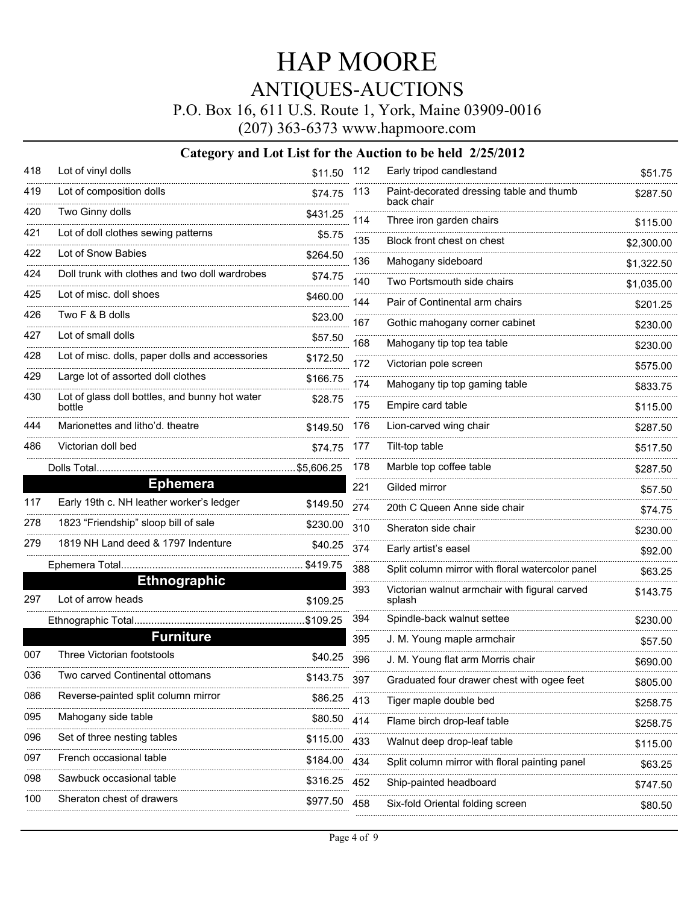# HAP MOORE

## ANTIQUES-AUCTIONS

P.O. Box 16, 611 U.S. Route 1, York, Maine 03909-0016

(207) 363-6373 www.hapmoore.com

### Category and Lot List for the Auction to be held 2/25/2012

| Lot | Description | Price |
|---|---|---|
| 418 | Lot of vinyl dolls | $11.50 |
| 419 | Lot of composition dolls | $74.75 |
| 420 | Two Ginny dolls | $431.25 |
| 421 | Lot of doll clothes sewing patterns | $5.75 |
| 422 | Lot of Snow Babies | $264.50 |
| 424 | Doll trunk with clothes and two doll wardrobes | $74.75 |
| 425 | Lot of misc. doll shoes | $460.00 |
| 426 | Two F & B dolls | $23.00 |
| 427 | Lot of small dolls | $57.50 |
| 428 | Lot of misc. dolls, paper dolls and accessories | $172.50 |
| 429 | Large lot of assorted doll clothes | $166.75 |
| 430 | Lot of glass doll bottles, and bunny hot water bottle | $28.75 |
| 444 | Marionettes and litho'd. theatre | $149.50 |
| 486 | Victorian doll bed | $74.75 |

Dolls Total.....$5,606.25

## Ephemera

| Lot | Description | Price |
|---|---|---|
| 117 | Early 19th c. NH leather worker's ledger | $149.50 |
| 278 | 1823 "Friendship" sloop bill of sale | $230.00 |
| 279 | 1819 NH Land deed & 1797 Indenture | $40.25 |

Ephemera Total.....$419.75

## Ethnographic

| Lot | Description | Price |
|---|---|---|
| 297 | Lot of arrow heads | $109.25 |

Ethnographic Total.....$109.25

## Furniture

| Lot | Description | Price |
|---|---|---|
| 007 | Three Victorian footstools | $40.25 |
| 036 | Two carved Continental ottomans | $143.75 |
| 086 | Reverse-painted split column mirror | $86.25 |
| 095 | Mahogany side table | $80.50 |
| 096 | Set of three nesting tables | $115.00 |
| 097 | French occasional table | $184.00 |
| 098 | Sawbuck occasional table | $316.25 |
| 100 | Sheraton chest of drawers | $977.50 |
| 112 | Early tripod candlestand | $51.75 |
| 113 | Paint-decorated dressing table and thumb back chair | $287.50 |
| 114 | Three iron garden chairs | $115.00 |
| 135 | Block front chest on chest | $2,300.00 |
| 136 | Mahogany sideboard | $1,322.50 |
| 140 | Two Portsmouth side chairs | $1,035.00 |
| 144 | Pair of Continental arm chairs | $201.25 |
| 167 | Gothic mahogany corner cabinet | $230.00 |
| 168 | Mahogany tip top tea table | $230.00 |
| 172 | Victorian pole screen | $575.00 |
| 174 | Mahogany tip top gaming table | $833.75 |
| 175 | Empire card table | $115.00 |
| 176 | Lion-carved wing chair | $287.50 |
| 177 | Tilt-top table | $517.50 |
| 178 | Marble top coffee table | $287.50 |
| 221 | Gilded mirror | $57.50 |
| 274 | 20th C Queen Anne side chair | $74.75 |
| 310 | Sheraton side chair | $230.00 |
| 374 | Early artist's easel | $92.00 |
| 388 | Split column mirror with floral watercolor panel | $63.25 |
| 393 | Victorian walnut armchair with figural carved splash | $143.75 |
| 394 | Spindle-back walnut settee | $230.00 |
| 395 | J. M. Young maple armchair | $57.50 |
| 396 | J. M. Young flat arm Morris chair | $690.00 |
| 397 | Graduated four drawer chest with ogee feet | $805.00 |
| 413 | Tiger maple double bed | $258.75 |
| 414 | Flame birch drop-leaf table | $258.75 |
| 433 | Walnut deep drop-leaf table | $115.00 |
| 434 | Split column mirror with floral painting panel | $63.25 |
| 452 | Ship-painted headboard | $747.50 |
| 458 | Six-fold Oriental folding screen | $80.50 |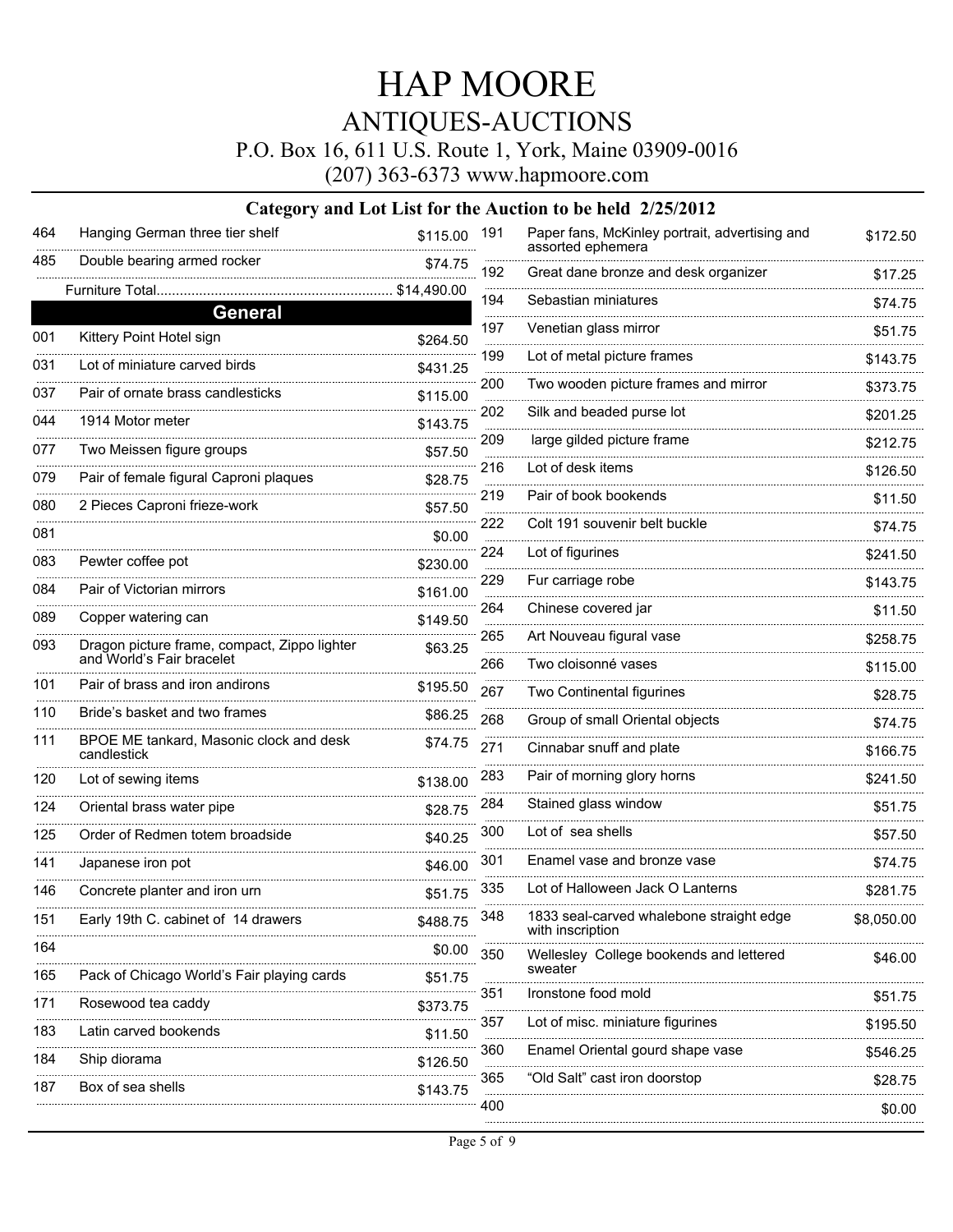# HAP MOORE

## ANTIQUES-AUCTIONS

P.O. Box 16, 611 U.S. Route 1, York, Maine 03909-0016

(207) 363-6373 www.hapmoore.com

### Category and Lot List for the Auction to be held 2/25/2012

| Lot | Description | Price |
|---|---|---|
| 464 | Hanging German three tier shelf | $115.00 |
| 485 | Double bearing armed rocker | $74.75 |
| | Furniture Total | $14,490.00 |

## General

| Lot | Description | Price |
|---|---|---|
| 001 | Kittery Point Hotel sign | $264.50 |
| 031 | Lot of miniature carved birds | $431.25 |
| 037 | Pair of ornate brass candlesticks | $115.00 |
| 044 | 1914 Motor meter | $143.75 |
| 077 | Two Meissen figure groups | $57.50 |
| 079 | Pair of female figural Caproni plaques | $28.75 |
| 080 | 2 Pieces Caproni frieze-work | $57.50 |
| 081 | | $0.00 |
| 083 | Pewter coffee pot | $230.00 |
| 084 | Pair of Victorian mirrors | $161.00 |
| 089 | Copper watering can | $149.50 |
| 093 | Dragon picture frame, compact, Zippo lighter and World's Fair bracelet | $63.25 |
| 101 | Pair of brass and iron andirons | $195.50 |
| 110 | Bride's basket and two frames | $86.25 |
| 111 | BPOE ME tankard, Masonic clock and desk candlestick | $74.75 |
| 120 | Lot of sewing items | $138.00 |
| 124 | Oriental brass water pipe | $28.75 |
| 125 | Order of Redmen totem broadside | $40.25 |
| 141 | Japanese iron pot | $46.00 |
| 146 | Concrete planter and iron urn | $51.75 |
| 151 | Early 19th C. cabinet of 14 drawers | $488.75 |
| 164 | | $0.00 |
| 165 | Pack of Chicago World's Fair playing cards | $51.75 |
| 171 | Rosewood tea caddy | $373.75 |
| 183 | Latin carved bookends | $11.50 |
| 184 | Ship diorama | $126.50 |
| 187 | Box of sea shells | $143.75 |
| 191 | Paper fans, McKinley portrait, advertising and assorted ephemera | $172.50 |
| 192 | Great dane bronze and desk organizer | $17.25 |
| 194 | Sebastian miniatures | $74.75 |
| 197 | Venetian glass mirror | $51.75 |
| 199 | Lot of metal picture frames | $143.75 |
| 200 | Two wooden picture frames and mirror | $373.75 |
| 202 | Silk and beaded purse lot | $201.25 |
| 209 | large gilded picture frame | $212.75 |
| 216 | Lot of desk items | $126.50 |
| 219 | Pair of book bookends | $11.50 |
| 222 | Colt 191 souvenir belt buckle | $74.75 |
| 224 | Lot of figurines | $241.50 |
| 229 | Fur carriage robe | $143.75 |
| 264 | Chinese covered jar | $11.50 |
| 265 | Art Nouveau figural vase | $258.75 |
| 266 | Two cloisonné vases | $115.00 |
| 267 | Two Continental figurines | $28.75 |
| 268 | Group of small Oriental objects | $74.75 |
| 271 | Cinnabar snuff and plate | $166.75 |
| 283 | Pair of morning glory horns | $241.50 |
| 284 | Stained glass window | $51.75 |
| 300 | Lot of sea shells | $57.50 |
| 301 | Enamel vase and bronze vase | $74.75 |
| 335 | Lot of Halloween Jack O Lanterns | $281.75 |
| 348 | 1833 seal-carved whalebone straight edge with inscription | $8,050.00 |
| 350 | Wellesley College bookends and lettered sweater | $46.00 |
| 351 | Ironstone food mold | $51.75 |
| 357 | Lot of misc. miniature figurines | $195.50 |
| 360 | Enamel Oriental gourd shape vase | $546.25 |
| 365 | "Old Salt" cast iron doorstop | $28.75 |
| 400 | | $0.00 |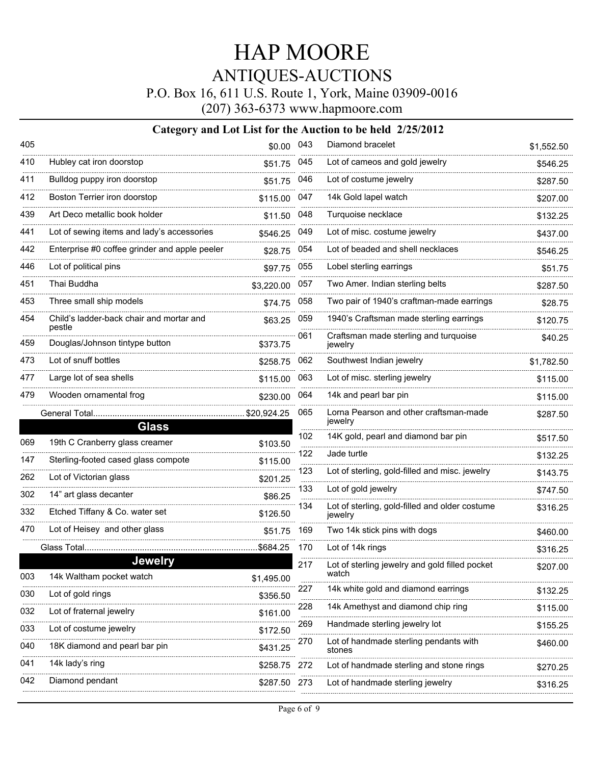# HAP MOORE

## ANTIQUES-AUCTIONS

P.O. Box 16, 611 U.S. Route 1, York, Maine 03909-0016

(207) 363-6373 www.hapmoore.com

### Category and Lot List for the Auction to be held 2/25/2012

| Lot | Description | Price |
|---|---|---|
| 405 | | $0.00 |
| 410 | Hubley cat iron doorstop | $51.75 |
| 411 | Bulldog puppy iron doorstop | $51.75 |
| 412 | Boston Terrier iron doorstop | $115.00 |
| 439 | Art Deco metallic book holder | $11.50 |
| 441 | Lot of sewing items and lady's accessories | $546.25 |
| 442 | Enterprise #0 coffee grinder and apple peeler | $28.75 |
| 446 | Lot of political pins | $97.75 |
| 451 | Thai Buddha | $3,220.00 |
| 453 | Three small ship models | $74.75 |
| 454 | Child's ladder-back chair and mortar and pestle | $63.25 |
| 459 | Douglas/Johnson tintype button | $373.75 |
| 473 | Lot of snuff bottles | $258.75 |
| 477 | Large lot of sea shells | $115.00 |
| 479 | Wooden ornamental frog | $230.00 |
| | General Total | $20,924.25 |

## Glass

| Lot | Description | Price |
|---|---|---|
| 069 | 19th C Cranberry glass creamer | $103.50 |
| 147 | Sterling-footed cased glass compote | $115.00 |
| 262 | Lot of Victorian glass | $201.25 |
| 302 | 14" art glass decanter | $86.25 |
| 332 | Etched Tiffany & Co. water set | $126.50 |
| 470 | Lot of Heisey and other glass | $51.75 |
| | Glass Total | $684.25 |

## Jewelry

| Lot | Description | Price |
|---|---|---|
| 003 | 14k Waltham pocket watch | $1,495.00 |
| 030 | Lot of gold rings | $356.50 |
| 032 | Lot of fraternal jewelry | $161.00 |
| 033 | Lot of costume jewelry | $172.50 |
| 040 | 18K diamond and pearl bar pin | $431.25 |
| 041 | 14k lady's ring | $258.75 |
| 042 | Diamond pendant | $287.50 |
| 043 | Diamond bracelet | $1,552.50 |
| 045 | Lot of cameos and gold jewelry | $546.25 |
| 046 | Lot of costume jewelry | $287.50 |
| 047 | 14k Gold lapel watch | $207.00 |
| 048 | Turquoise necklace | $132.25 |
| 049 | Lot of misc. costume jewelry | $437.00 |
| 054 | Lot of beaded and shell necklaces | $546.25 |
| 055 | Lobel sterling earrings | $51.75 |
| 057 | Two Amer. Indian sterling belts | $287.50 |
| 058 | Two pair of 1940's craftman-made earrings | $28.75 |
| 059 | 1940's Craftsman made sterling earrings | $120.75 |
| 061 | Craftsman made sterling and turquoise jewelry | $40.25 |
| 062 | Southwest Indian jewelry | $1,782.50 |
| 063 | Lot of misc. sterling jewelry | $115.00 |
| 064 | 14k and pearl bar pin | $115.00 |
| 065 | Lorna Pearson and other craftsman-made jewelry | $287.50 |
| 102 | 14K gold, pearl and diamond bar pin | $517.50 |
| 122 | Jade turtle | $132.25 |
| 123 | Lot of sterling, gold-filled and misc. jewelry | $143.75 |
| 133 | Lot of gold jewelry | $747.50 |
| 134 | Lot of sterling, gold-filled and older costume jewelry | $316.25 |
| 169 | Two 14k stick pins with dogs | $460.00 |
| 170 | Lot of 14k rings | $316.25 |
| 217 | Lot of sterling jewelry and gold filled pocket watch | $207.00 |
| 227 | 14k white gold and diamond earrings | $132.25 |
| 228 | 14k Amethyst and diamond chip ring | $115.00 |
| 269 | Handmade sterling jewelry lot | $155.25 |
| 270 | Lot of handmade sterling pendants with stones | $460.00 |
| 272 | Lot of handmade sterling and stone rings | $270.25 |
| 273 | Lot of handmade sterling jewelry | $316.25 |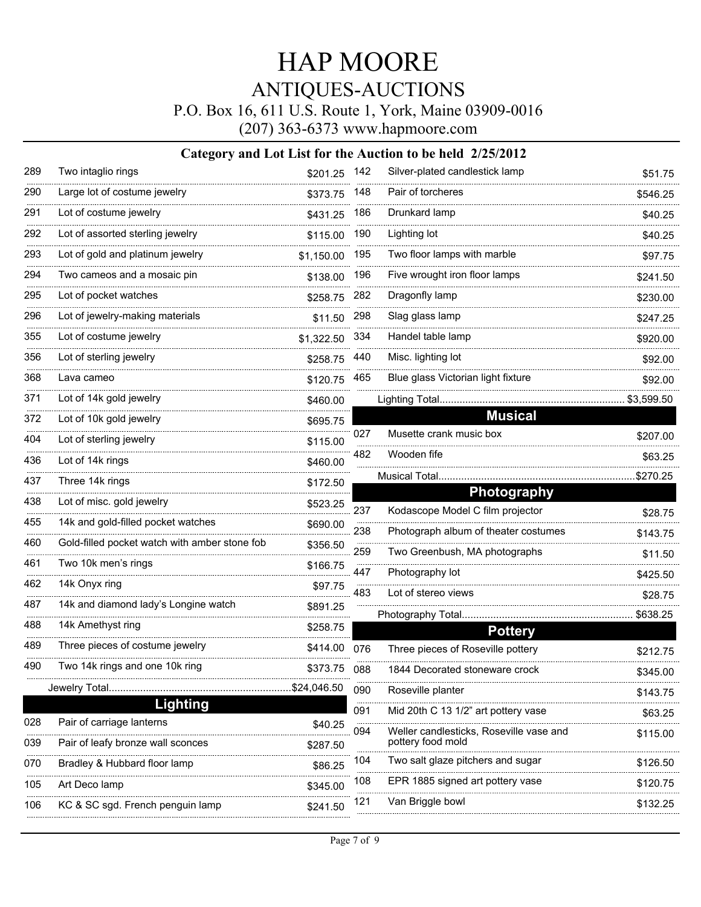# HAP MOORE

## ANTIQUES-AUCTIONS

P.O. Box 16, 611 U.S. Route 1, York, Maine 03909-0016

(207) 363-6373 www.hapmoore.com

### Category and Lot List for the Auction to be held 2/25/2012

| Lot | Description | Price |
|---|---|---|
| 289 | Two intaglio rings | $201.25 |
| 290 | Large lot of costume jewelry | $373.75 |
| 291 | Lot of costume jewelry | $431.25 |
| 292 | Lot of assorted sterling jewelry | $115.00 |
| 293 | Lot of gold and platinum jewelry | $1,150.00 |
| 294 | Two cameos and a mosaic pin | $138.00 |
| 295 | Lot of pocket watches | $258.75 |
| 296 | Lot of jewelry-making materials | $11.50 |
| 355 | Lot of costume jewelry | $1,322.50 |
| 356 | Lot of sterling jewelry | $258.75 |
| 368 | Lava cameo | $120.75 |
| 371 | Lot of 14k gold jewelry | $460.00 |
| 372 | Lot of 10k gold jewelry | $695.75 |
| 404 | Lot of sterling jewelry | $115.00 |
| 436 | Lot of 14k rings | $460.00 |
| 437 | Three 14k rings | $172.50 |
| 438 | Lot of misc. gold jewelry | $523.25 |
| 455 | 14k and gold-filled pocket watches | $690.00 |
| 460 | Gold-filled pocket watch with amber stone fob | $356.50 |
| 461 | Two 10k men's rings | $166.75 |
| 462 | 14k Onyx ring | $97.75 |
| 487 | 14k and diamond lady's Longine watch | $891.25 |
| 488 | 14k Amethyst ring | $258.75 |
| 489 | Three pieces of costume jewelry | $414.00 |
| 490 | Two 14k rings and one 10k ring | $373.75 |

Jewelry Total....................$24,046.50

## Lighting

| Lot | Description | Price |
|---|---|---|
| 028 | Pair of carriage lanterns | $40.25 |
| 039 | Pair of leafy bronze wall sconces | $287.50 |
| 070 | Bradley & Hubbard floor lamp | $86.25 |
| 105 | Art Deco lamp | $345.00 |
| 106 | KC & SC sgd. French penguin lamp | $241.50 |
| 142 | Silver-plated candlestick lamp | $51.75 |
| 148 | Pair of torcheres | $546.25 |
| 186 | Drunkard lamp | $40.25 |
| 190 | Lighting lot | $40.25 |
| 195 | Two floor lamps with marble | $97.75 |
| 196 | Five wrought iron floor lamps | $241.50 |
| 282 | Dragonfly lamp | $230.00 |
| 298 | Slag glass lamp | $247.25 |
| 334 | Handel table lamp | $920.00 |
| 440 | Misc. lighting lot | $92.00 |
| 465 | Blue glass Victorian light fixture | $92.00 |

Lighting Total....................$3,599.50

## Musical

| Lot | Description | Price |
|---|---|---|
| 027 | Musette crank music box | $207.00 |
| 482 | Wooden fife | $63.25 |

Musical Total....................$270.25

## Photography

| Lot | Description | Price |
|---|---|---|
| 237 | Kodascope Model C film projector | $28.75 |
| 238 | Photograph album of theater costumes | $143.75 |
| 259 | Two Greenbush, MA photographs | $11.50 |
| 447 | Photography lot | $425.50 |
| 483 | Lot of stereo views | $28.75 |

Photography Total....................$638.25

## Pottery

| Lot | Description | Price |
|---|---|---|
| 076 | Three pieces of Roseville pottery | $212.75 |
| 088 | 1844 Decorated stoneware crock | $345.00 |
| 090 | Roseville planter | $143.75 |
| 091 | Mid 20th C 13 1/2" art pottery vase | $63.25 |
| 094 | Weller candlesticks, Roseville vase and pottery food mold | $115.00 |
| 104 | Two salt glaze pitchers and sugar | $126.50 |
| 108 | EPR 1885 signed art pottery vase | $120.75 |
| 121 | Van Briggle bowl | $132.25 |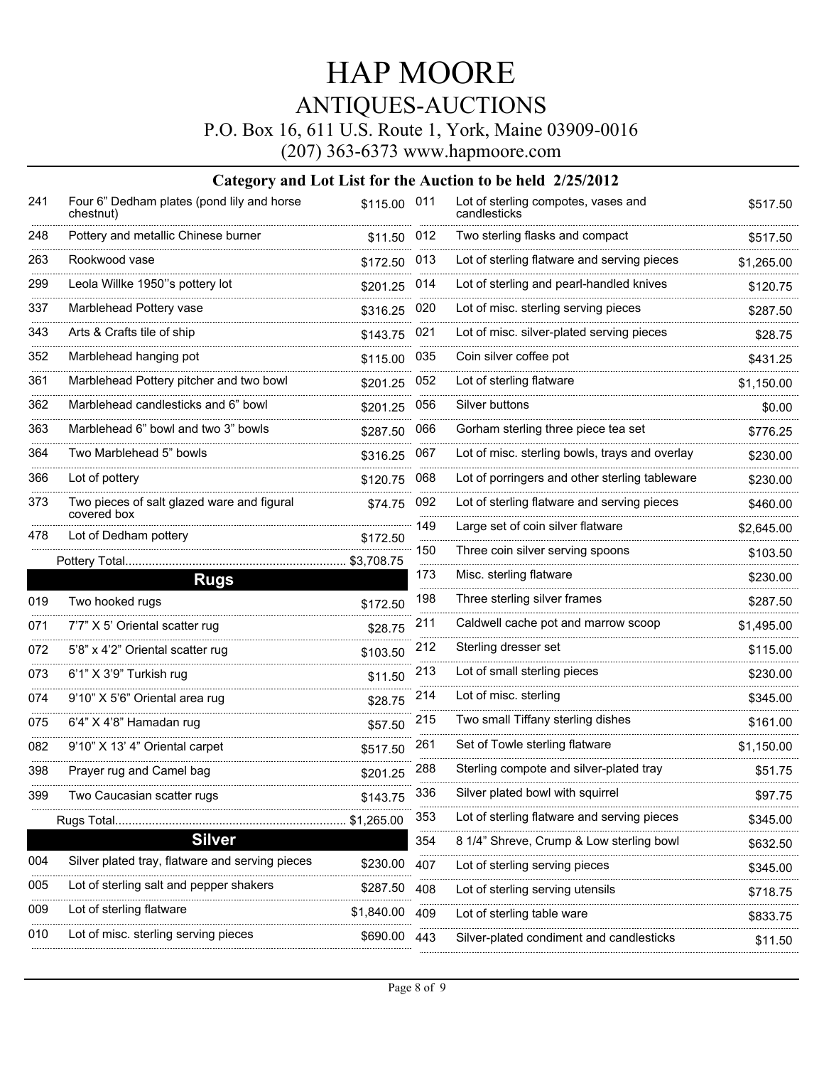# HAP MOORE

## ANTIQUES-AUCTIONS

P.O. Box 16, 611 U.S. Route 1, York, Maine 03909-0016

(207) 363-6373 www.hapmoore.com

### Category and Lot List for the Auction to be held 2/25/2012

| Lot | Description | Price |
|---|---|---|
| 241 | Four 6" Dedham plates (pond lily and horse chestnut) | $115.00 |
| 248 | Pottery and metallic Chinese burner | $11.50 |
| 263 | Rookwood vase | $172.50 |
| 299 | Leola Willke 1950''s pottery lot | $201.25 |
| 337 | Marblehead Pottery vase | $316.25 |
| 343 | Arts & Crafts tile of ship | $143.75 |
| 352 | Marblehead hanging pot | $115.00 |
| 361 | Marblehead Pottery pitcher and two bowl | $201.25 |
| 362 | Marblehead candlesticks and 6" bowl | $201.25 |
| 363 | Marblehead 6" bowl and two 3" bowls | $287.50 |
| 364 | Two Marblehead 5" bowls | $316.25 |
| 366 | Lot of pottery | $120.75 |
| 373 | Two pieces of salt glazed ware and figural covered box | $74.75 |
| 478 | Lot of Dedham pottery | $172.50 |

Pottery Total.................................................................. $3,708.75

## Rugs

| Lot | Description | Price |
|---|---|---|
| 019 | Two hooked rugs | $172.50 |
| 071 | 7'7" X 5' Oriental scatter rug | $28.75 |
| 072 | 5'8" x 4'2" Oriental scatter rug | $103.50 |
| 073 | 6'1" X 3'9" Turkish rug | $11.50 |
| 074 | 9'10" X 5'6" Oriental area rug | $28.75 |
| 075 | 6'4" X 4'8" Hamadan rug | $57.50 |
| 082 | 9'10" X 13' 4" Oriental carpet | $517.50 |
| 398 | Prayer rug and Camel bag | $201.25 |
| 399 | Two Caucasian scatter rugs | $143.75 |

Rugs Total.................................................................... $1,265.00

## Silver

| Lot | Description | Price |
|---|---|---|
| 004 | Silver plated tray, flatware and serving pieces | $230.00 |
| 005 | Lot of sterling salt and pepper shakers | $287.50 |
| 009 | Lot of sterling flatware | $1,840.00 |
| 010 | Lot of misc. sterling serving pieces | $690.00 |
| 011 | Lot of sterling compotes, vases and candlesticks | $517.50 |
| 012 | Two sterling flasks and compact | $517.50 |
| 013 | Lot of sterling flatware and serving pieces | $1,265.00 |
| 014 | Lot of sterling and pearl-handled knives | $120.75 |
| 020 | Lot of misc. sterling serving pieces | $287.50 |
| 021 | Lot of misc. silver-plated serving pieces | $28.75 |
| 035 | Coin silver coffee pot | $431.25 |
| 052 | Lot of sterling flatware | $1,150.00 |
| 056 | Silver buttons | $0.00 |
| 066 | Gorham sterling three piece tea set | $776.25 |
| 067 | Lot of misc. sterling bowls, trays and overlay | $230.00 |
| 068 | Lot of porringers and other sterling tableware | $230.00 |
| 092 | Lot of sterling flatware and serving pieces | $460.00 |
| 149 | Large set of coin silver flatware | $2,645.00 |
| 150 | Three coin silver serving spoons | $103.50 |
| 173 | Misc. sterling flatware | $230.00 |
| 198 | Three sterling silver frames | $287.50 |
| 211 | Caldwell cache pot and marrow scoop | $1,495.00 |
| 212 | Sterling dresser set | $115.00 |
| 213 | Lot of small sterling pieces | $230.00 |
| 214 | Lot of misc. sterling | $345.00 |
| 215 | Two small Tiffany sterling dishes | $161.00 |
| 261 | Set of Towle sterling flatware | $1,150.00 |
| 288 | Sterling compote and silver-plated tray | $51.75 |
| 336 | Silver plated bowl with squirrel | $97.75 |
| 353 | Lot of sterling flatware and serving pieces | $345.00 |
| 354 | 8 1/4" Shreve, Crump & Low sterling bowl | $632.50 |
| 407 | Lot of sterling serving pieces | $345.00 |
| 408 | Lot of sterling serving utensils | $718.75 |
| 409 | Lot of sterling table ware | $833.75 |
| 443 | Silver-plated condiment and candlesticks | $11.50 |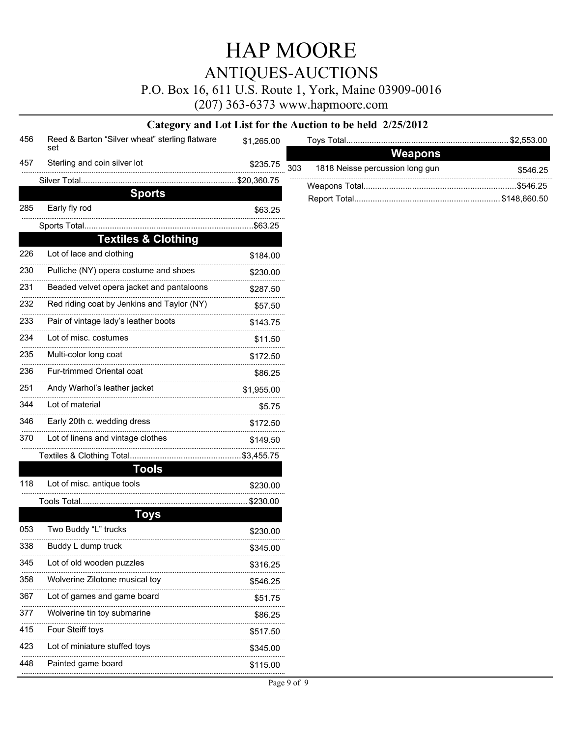# HAP MOORE

## ANTIQUES-AUCTIONS

P.O. Box 16, 611 U.S. Route 1, York, Maine 03909-0016

(207) 363-6373 www.hapmoore.com

### Category and Lot List for the Auction to be held 2/25/2012

| | | |
|---|---|---|
| 456 | Reed & Barton "Silver wheat" sterling flatware set | $1,265.00 |
| 457 | Sterling and coin silver lot | $235.75 |

Silver Total.................................................................$20,360.75

## Sports

| | | |
|---|---|---|
| 285 | Early fly rod | $63.25 |

Sports Total.......................................................................$63.25

## Textiles & Clothing

| | | |
|---|---|---|
| 226 | Lot of lace and clothing | $184.00 |
| 230 | Pulliche (NY) opera costume and shoes | $230.00 |
| 231 | Beaded velvet opera jacket and pantaloons | $287.50 |
| 232 | Red riding coat by Jenkins and Taylor (NY) | $57.50 |
| 233 | Pair of vintage lady's leather boots | $143.75 |
| 234 | Lot of misc. costumes | $11.50 |
| 235 | Multi-color long coat | $172.50 |
| 236 | Fur-trimmed Oriental coat | $86.25 |
| 251 | Andy Warhol's leather jacket | $1,955.00 |
| 344 | Lot of material | $5.75 |
| 346 | Early 20th c. wedding dress | $172.50 |
| 370 | Lot of linens and vintage clothes | $149.50 |

Textiles & Clothing Total...............................................$3,455.75

## Tools

| | | |
|---|---|---|
| 118 | Lot of misc. antique tools | $230.00 |

Tools Total......................................................................$230.00

## Toys

| | | |
|---|---|---|
| 053 | Two Buddy "L" trucks | $230.00 |
| 338 | Buddy L dump truck | $345.00 |
| 345 | Lot of old wooden puzzles | $316.25 |
| 358 | Wolverine Zilotone musical toy | $546.25 |
| 367 | Lot of games and game board | $51.75 |
| 377 | Wolverine tin toy submarine | $86.25 |
| 415 | Four Steiff toys | $517.50 |
| 423 | Lot of miniature stuffed toys | $345.00 |
| 448 | Painted game board | $115.00 |

Toys Total.....................................................................$2,553.00

## Weapons

| | | |
|---|---|---|
| 303 | 1818 Neisse percussion long gun | $546.25 |

Weapons Total................................................................$546.25

Report Total.............................................................$148,660.50